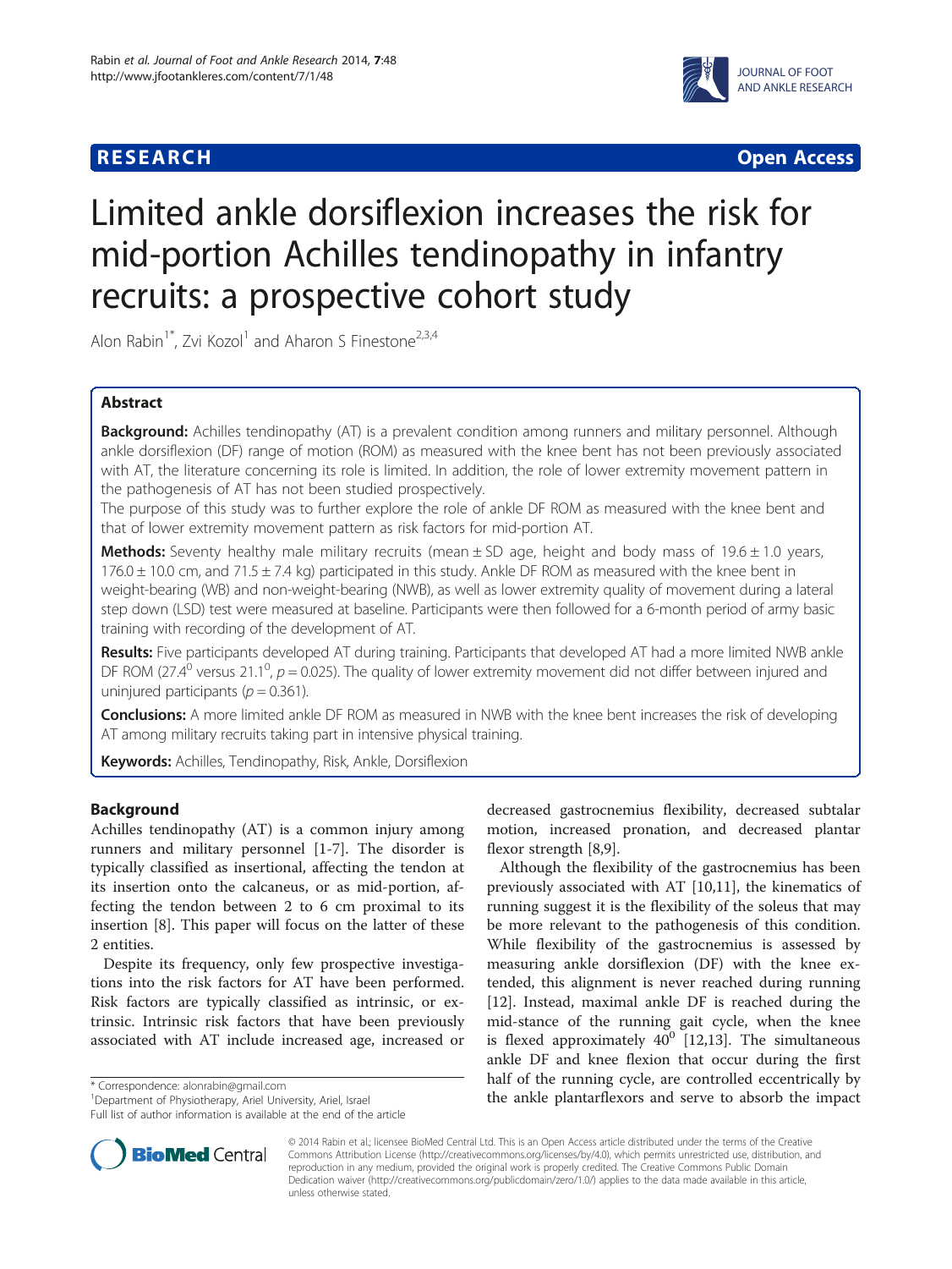**RESEARCH** **Open Access**

# Limited ankle dorsiflexion increases the risk for mid-portion Achilles tendinopathy in infantry recruits: a prospective cohort study

Alon Rabin[1*], Zvi Kozol[1] and Aharon S Finestone[2,3,4]

## Abstract

**Background:** Achilles tendinopathy (AT) is a prevalent condition among runners and military personnel. Although ankle dorsiflexion (DF) range of motion (ROM) as measured with the knee bent has not been previously associated with AT, the literature concerning its role is limited. In addition, the role of lower extremity movement pattern in the pathogenesis of AT has not been studied prospectively.

The purpose of this study was to further explore the role of ankle DF ROM as measured with the knee bent and that of lower extremity movement pattern as risk factors for mid-portion AT.

**Methods:** Seventy healthy male military recruits (mean ± SD age, height and body mass of 19.6 ± 1.0 years, 176.0 ± 10.0 cm, and 71.5 ± 7.4 kg) participated in this study. Ankle DF ROM as measured with the knee bent in weight-bearing (WB) and non-weight-bearing (NWB), as well as lower extremity quality of movement during a lateral step down (LSD) test were measured at baseline. Participants were then followed for a 6-month period of army basic training with recording of the development of AT.

**Results:** Five participants developed AT during training. Participants that developed AT had a more limited NWB ankle DF ROM ($27.4^0$ versus $21.1^0$, $p = 0.025$). The quality of lower extremity movement did not differ between injured and uninjured participants ($p = 0.361$).

**Conclusions:** A more limited ankle DF ROM as measured in NWB with the knee bent increases the risk of developing AT among military recruits taking part in intensive physical training.

**Keywords:** Achilles, Tendinopathy, Risk, Ankle, Dorsiflexion

## Background

Achilles tendinopathy (AT) is a common injury among runners and military personnel [1-7]. The disorder is typically classified as insertional, affecting the tendon at its insertion onto the calcaneus, or as mid-portion, affecting the tendon between 2 to 6 cm proximal to its insertion [8]. This paper will focus on the latter of these 2 entities.

Despite its frequency, only few prospective investigations into the risk factors for AT have been performed. Risk factors are typically classified as intrinsic, or extrinsic. Intrinsic risk factors that have been previously associated with AT include increased age, increased or decreased gastrocnemius flexibility, decreased subtalar motion, increased pronation, and decreased plantar flexor strength [8,9].

Although the flexibility of the gastrocnemius has been previously associated with AT [10,11], the kinematics of running suggest it is the flexibility of the soleus that may be more relevant to the pathogenesis of this condition. While flexibility of the gastrocnemius is assessed by measuring ankle dorsiflexion (DF) with the knee extended, this alignment is never reached during running [12]. Instead, maximal ankle DF is reached during the mid-stance of the running gait cycle, when the knee is flexed approximately $40^0$ [12,13]. The simultaneous ankle DF and knee flexion that occur during the first half of the running cycle, are controlled eccentrically by the ankle plantarflexors and serve to absorb the impact

\* Correspondence: alonrabin@gmail.com
[1]Department of Physiotherapy, Ariel University, Ariel, Israel
Full list of author information is available at the end of the article

© 2014 Rabin et al.; licensee BioMed Central Ltd. This is an Open Access article distributed under the terms of the Creative Commons Attribution License (http://creativecommons.org/licenses/by/4.0), which permits unrestricted use, distribution, and reproduction in any medium, provided the original work is properly credited. The Creative Commons Public Domain Dedication waiver (http://creativecommons.org/publicdomain/zero/1.0/) applies to the data made available in this article, unless otherwise stated.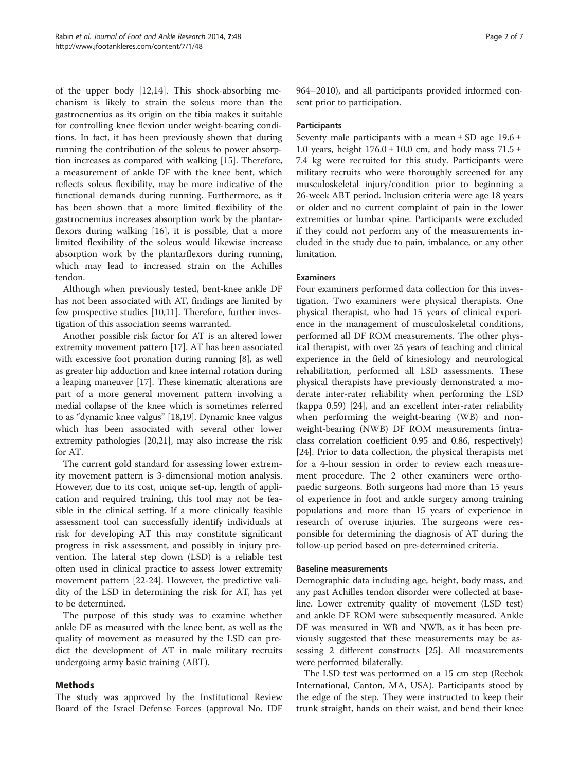of the upper body [12,14]. This shock-absorbing mechanism is likely to strain the soleus more than the gastrocnemius as its origin on the tibia makes it suitable for controlling knee flexion under weight-bearing conditions. In fact, it has been previously shown that during running the contribution of the soleus to power absorption increases as compared with walking [15]. Therefore, a measurement of ankle DF with the knee bent, which reflects soleus flexibility, may be more indicative of the functional demands during running. Furthermore, as it has been shown that a more limited flexibility of the gastrocnemius increases absorption work by the plantarflexors during walking [16], it is possible, that a more limited flexibility of the soleus would likewise increase absorption work by the plantarflexors during running, which may lead to increased strain on the Achilles tendon.

Although when previously tested, bent-knee ankle DF has not been associated with AT, findings are limited by few prospective studies [10,11]. Therefore, further investigation of this association seems warranted.

Another possible risk factor for AT is an altered lower extremity movement pattern [17]. AT has been associated with excessive foot pronation during running [8], as well as greater hip adduction and knee internal rotation during a leaping maneuver [17]. These kinematic alterations are part of a more general movement pattern involving a medial collapse of the knee which is sometimes referred to as "dynamic knee valgus" [18,19]. Dynamic knee valgus which has been associated with several other lower extremity pathologies [20,21], may also increase the risk for AT.

The current gold standard for assessing lower extremity movement pattern is 3-dimensional motion analysis. However, due to its cost, unique set-up, length of application and required training, this tool may not be feasible in the clinical setting. If a more clinically feasible assessment tool can successfully identify individuals at risk for developing AT this may constitute significant progress in risk assessment, and possibly in injury prevention. The lateral step down (LSD) is a reliable test often used in clinical practice to assess lower extremity movement pattern [22-24]. However, the predictive validity of the LSD in determining the risk for AT, has yet to be determined.

The purpose of this study was to examine whether ankle DF as measured with the knee bent, as well as the quality of movement as measured by the LSD can predict the development of AT in male military recruits undergoing army basic training (ABT).

## Methods

The study was approved by the Institutional Review Board of the Israel Defense Forces (approval No. IDF 964–2010), and all participants provided informed consent prior to participation.

### Participants

Seventy male participants with a mean ± SD age 19.6 ± 1.0 years, height 176.0 ± 10.0 cm, and body mass 71.5 ± 7.4 kg were recruited for this study. Participants were military recruits who were thoroughly screened for any musculoskeletal injury/condition prior to beginning a 26-week ABT period. Inclusion criteria were age 18 years or older and no current complaint of pain in the lower extremities or lumbar spine. Participants were excluded if they could not perform any of the measurements included in the study due to pain, imbalance, or any other limitation.

### Examiners

Four examiners performed data collection for this investigation. Two examiners were physical therapists. One physical therapist, who had 15 years of clinical experience in the management of musculoskeletal conditions, performed all DF ROM measurements. The other physical therapist, with over 25 years of teaching and clinical experience in the field of kinesiology and neurological rehabilitation, performed all LSD assessments. These physical therapists have previously demonstrated a moderate inter-rater reliability when performing the LSD (kappa 0.59) [24], and an excellent inter-rater reliability when performing the weight-bearing (WB) and non-weight-bearing (NWB) DF ROM measurements (intraclass correlation coefficient 0.95 and 0.86, respectively) [24]. Prior to data collection, the physical therapists met for a 4-hour session in order to review each measurement procedure. The 2 other examiners were orthopaedic surgeons. Both surgeons had more than 15 years of experience in foot and ankle surgery among training populations and more than 15 years of experience in research of overuse injuries. The surgeons were responsible for determining the diagnosis of AT during the follow-up period based on pre-determined criteria.

### Baseline measurements

Demographic data including age, height, body mass, and any past Achilles tendon disorder were collected at baseline. Lower extremity quality of movement (LSD test) and ankle DF ROM were subsequently measured. Ankle DF was measured in WB and NWB, as it has been previously suggested that these measurements may be assessing 2 different constructs [25]. All measurements were performed bilaterally.

The LSD test was performed on a 15 cm step (Reebok International, Canton, MA, USA). Participants stood by the edge of the step. They were instructed to keep their trunk straight, hands on their waist, and bend their knee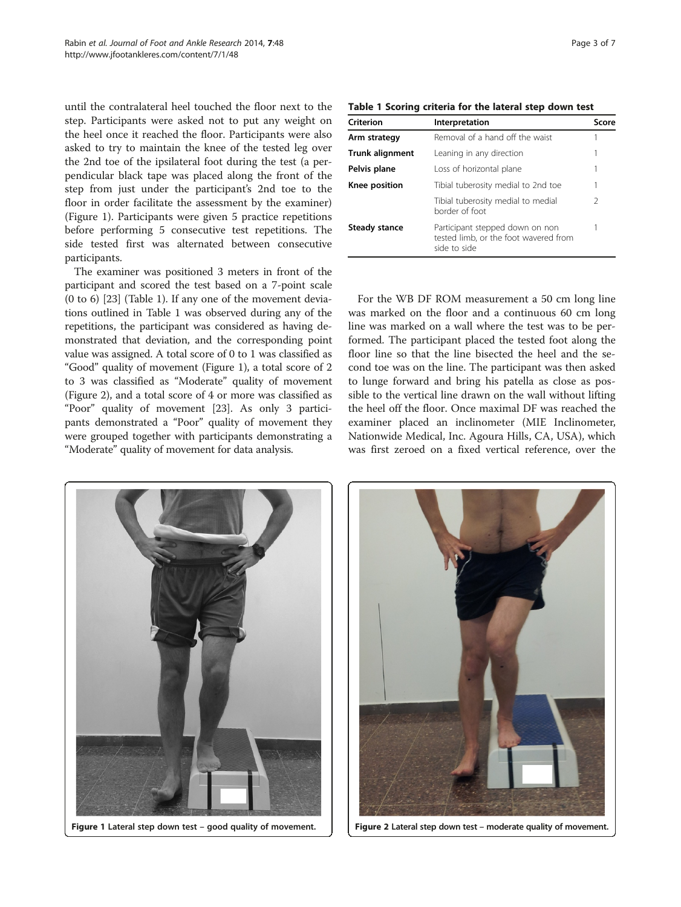until the contralateral heel touched the floor next to the step. Participants were asked not to put any weight on the heel once it reached the floor. Participants were also asked to try to maintain the knee of the tested leg over the 2nd toe of the ipsilateral foot during the test (a perpendicular black tape was placed along the front of the step from just under the participant's 2nd toe to the floor in order facilitate the assessment by the examiner) (Figure 1). Participants were given 5 practice repetitions before performing 5 consecutive test repetitions. The side tested first was alternated between consecutive participants.

The examiner was positioned 3 meters in front of the participant and scored the test based on a 7-point scale (0 to 6) [23] (Table 1). If any one of the movement deviations outlined in Table 1 was observed during any of the repetitions, the participant was considered as having demonstrated that deviation, and the corresponding point value was assigned. A total score of 0 to 1 was classified as "Good" quality of movement (Figure 1), a total score of 2 to 3 was classified as "Moderate" quality of movement (Figure 2), and a total score of 4 or more was classified as "Poor" quality of movement [23]. As only 3 participants demonstrated a "Poor" quality of movement they were grouped together with participants demonstrating a "Moderate" quality of movement for data analysis.

**Table 1 Scoring criteria for the lateral step down test**

| Criterion | Interpretation | Score |
|---|---|---|
| **Arm strategy** | Removal of a hand off the waist | 1 |
| **Trunk alignment** | Leaning in any direction | 1 |
| **Pelvis plane** | Loss of horizontal plane | 1 |
| **Knee position** | Tibial tuberosity medial to 2nd toe | 1 |
| | Tibial tuberosity medial to medial border of foot | 2 |
| **Steady stance** | Participant stepped down on non tested limb, or the foot wavered from side to side | 1 |

For the WB DF ROM measurement a 50 cm long line was marked on the floor and a continuous 60 cm long line was marked on a wall where the test was to be performed. The participant placed the tested foot along the floor line so that the line bisected the heel and the second toe was on the line. The participant was then asked to lunge forward and bring his patella as close as possible to the vertical line drawn on the wall without lifting the heel off the floor. Once maximal DF was reached the examiner placed an inclinometer (MIE Inclinometer, Nationwide Medical, Inc. Agoura Hills, CA, USA), which was first zeroed on a fixed vertical reference, over the

**Figure 1** Lateral step down test – good quality of movement.

**Figure 2** Lateral step down test – moderate quality of movement.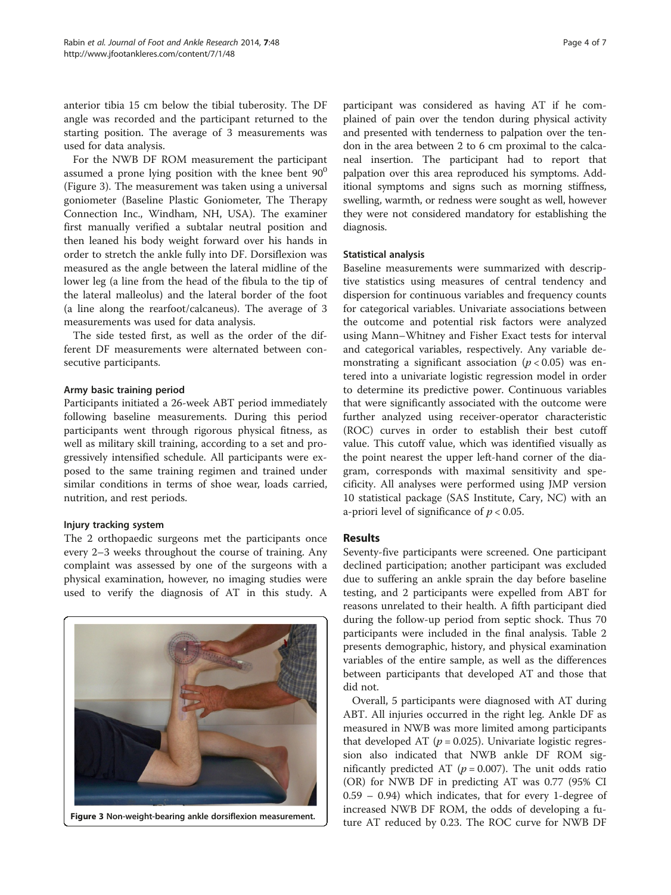anterior tibia 15 cm below the tibial tuberosity. The DF angle was recorded and the participant returned to the starting position. The average of 3 measurements was used for data analysis.

For the NWB DF ROM measurement the participant assumed a prone lying position with the knee bent $90^0$ (Figure 3). The measurement was taken using a universal goniometer (Baseline Plastic Goniometer, The Therapy Connection Inc., Windham, NH, USA). The examiner first manually verified a subtalar neutral position and then leaned his body weight forward over his hands in order to stretch the ankle fully into DF. Dorsiflexion was measured as the angle between the lateral midline of the lower leg (a line from the head of the fibula to the tip of the lateral malleolus) and the lateral border of the foot (a line along the rearfoot/calcaneus). The average of 3 measurements was used for data analysis.

The side tested first, as well as the order of the different DF measurements were alternated between consecutive participants.

#### Army basic training period

Participants initiated a 26-week ABT period immediately following baseline measurements. During this period participants went through rigorous physical fitness, as well as military skill training, according to a set and progressively intensified schedule. All participants were exposed to the same training regimen and trained under similar conditions in terms of shoe wear, loads carried, nutrition, and rest periods.

#### Injury tracking system

The 2 orthopaedic surgeons met the participants once every 2–3 weeks throughout the course of training. Any complaint was assessed by one of the surgeons with a physical examination, however, no imaging studies were used to verify the diagnosis of AT in this study. A participant was considered as having AT if he complained of pain over the tendon during physical activity and presented with tenderness to palpation over the tendon in the area between 2 to 6 cm proximal to the calcaneal insertion. The participant had to report that palpation over this area reproduced his symptoms. Additional symptoms and signs such as morning stiffness, swelling, warmth, or redness were sought as well, however they were not considered mandatory for establishing the diagnosis.

Figure 3 Non-weight-bearing ankle dorsiflexion measurement.

#### Statistical analysis

Baseline measurements were summarized with descriptive statistics using measures of central tendency and dispersion for continuous variables and frequency counts for categorical variables. Univariate associations between the outcome and potential risk factors were analyzed using Mann–Whitney and Fisher Exact tests for interval and categorical variables, respectively. Any variable demonstrating a significant association ($p < 0.05$) was entered into a univariate logistic regression model in order to determine its predictive power. Continuous variables that were significantly associated with the outcome were further analyzed using receiver-operator characteristic (ROC) curves in order to establish their best cutoff value. This cutoff value, which was identified visually as the point nearest the upper left-hand corner of the diagram, corresponds with maximal sensitivity and specificity. All analyses were performed using JMP version 10 statistical package (SAS Institute, Cary, NC) with an a-priori level of significance of $p < 0.05$.

## Results

Seventy-five participants were screened. One participant declined participation; another participant was excluded due to suffering an ankle sprain the day before baseline testing, and 2 participants were expelled from ABT for reasons unrelated to their health. A fifth participant died during the follow-up period from septic shock. Thus 70 participants were included in the final analysis. Table 2 presents demographic, history, and physical examination variables of the entire sample, as well as the differences between participants that developed AT and those that did not.

Overall, 5 participants were diagnosed with AT during ABT. All injuries occurred in the right leg. Ankle DF as measured in NWB was more limited among participants that developed AT ($p = 0.025$). Univariate logistic regression also indicated that NWB ankle DF ROM significantly predicted AT ($p = 0.007$). The unit odds ratio (OR) for NWB DF in predicting AT was 0.77 (95% CI 0.59 – 0.94) which indicates, that for every 1-degree of increased NWB DF ROM, the odds of developing a future AT reduced by 0.23. The ROC curve for NWB DF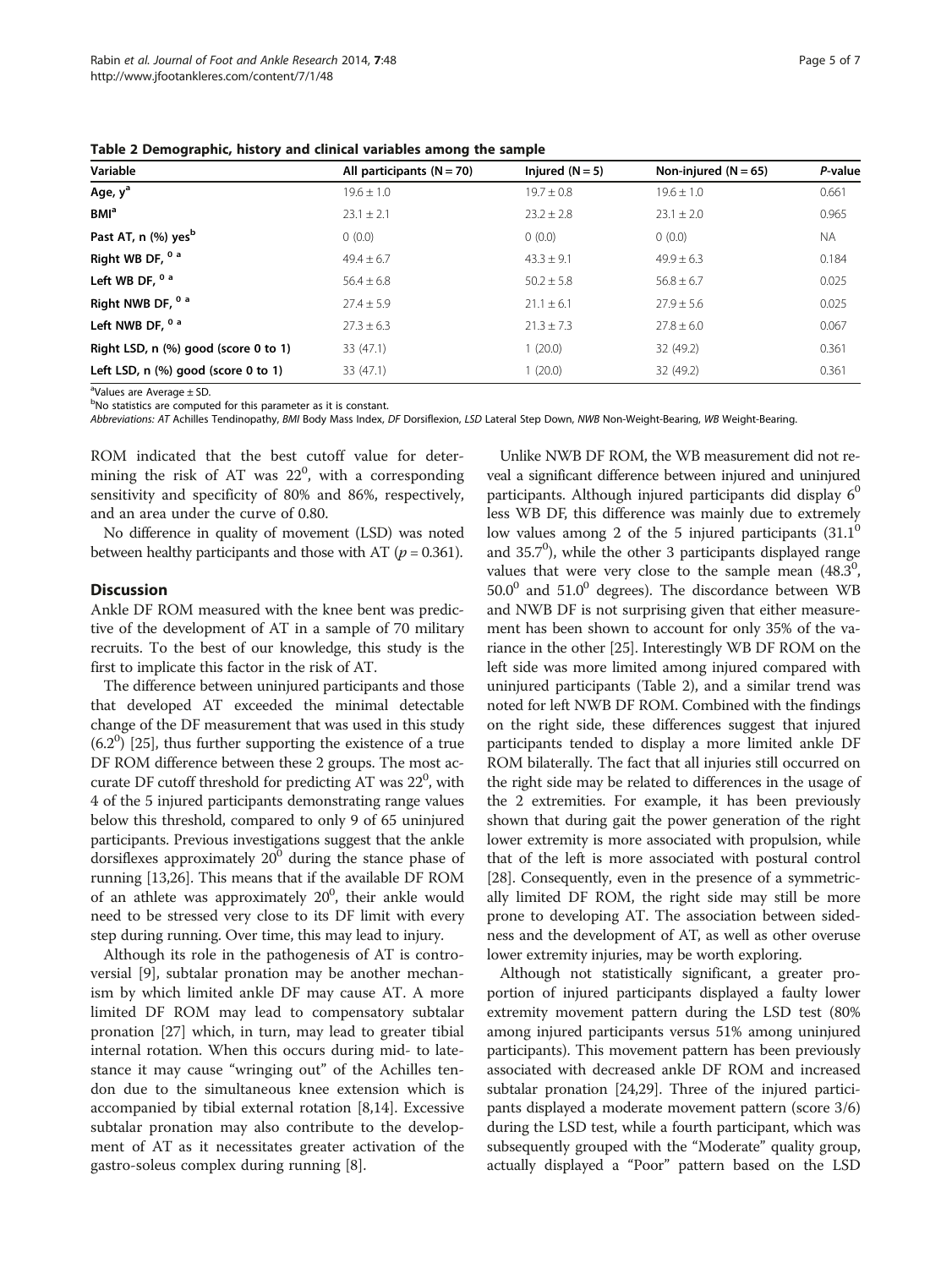**Table 2 Demographic, history and clinical variables among the sample**

| Variable | All participants (N = 70) | Injured (N = 5) | Non-injured (N = 65) | *P*-value |
|---|---|---|---|---|
| Age, y[a] | 19.6 ± 1.0 | 19.7 ± 0.8 | 19.6 ± 1.0 | 0.661 |
| BMI[a] | 23.1 ± 2.1 | 23.2 ± 2.8 | 23.1 ± 2.0 | 0.965 |
| Past AT, n (%) yes[b] | 0 (0.0) | 0 (0.0) | 0 (0.0) | NA |
| Right WB DF, $^{0}$ [a] | 49.4 ± 6.7 | 43.3 ± 9.1 | 49.9 ± 6.3 | 0.184 |
| Left WB DF, $^{0}$ [a] | 56.4 ± 6.8 | 50.2 ± 5.8 | 56.8 ± 6.7 | 0.025 |
| Right NWB DF, $^{0}$ [a] | 27.4 ± 5.9 | 21.1 ± 6.1 | 27.9 ± 5.6 | 0.025 |
| Left NWB DF, $^{0}$ [a] | 27.3 ± 6.3 | 21.3 ± 7.3 | 27.8 ± 6.0 | 0.067 |
| Right LSD, n (%) good (score 0 to 1) | 33 (47.1) | 1 (20.0) | 32 (49.2) | 0.361 |
| Left LSD, n (%) good (score 0 to 1) | 33 (47.1) | 1 (20.0) | 32 (49.2) | 0.361 |

[a]Values are Average ± SD.
[b]No statistics are computed for this parameter as it is constant.
*Abbreviations: AT* Achilles Tendinopathy, *BMI* Body Mass Index, *DF* Dorsiflexion, *LSD* Lateral Step Down, *NWB* Non-Weight-Bearing, *WB* Weight-Bearing.

ROM indicated that the best cutoff value for determining the risk of AT was $22^0$, with a corresponding sensitivity and specificity of 80% and 86%, respectively, and an area under the curve of 0.80.

No difference in quality of movement (LSD) was noted between healthy participants and those with AT ($p = 0.361$).

## Discussion

Ankle DF ROM measured with the knee bent was predictive of the development of AT in a sample of 70 military recruits. To the best of our knowledge, this study is the first to implicate this factor in the risk of AT.

The difference between uninjured participants and those that developed AT exceeded the minimal detectable change of the DF measurement that was used in this study ($6.2^0$) [25], thus further supporting the existence of a true DF ROM difference between these 2 groups. The most accurate DF cutoff threshold for predicting AT was $22^0$, with 4 of the 5 injured participants demonstrating range values below this threshold, compared to only 9 of 65 uninjured participants. Previous investigations suggest that the ankle dorsiflexes approximately $20^0$ during the stance phase of running [13,26]. This means that if the available DF ROM of an athlete was approximately $20^0$, their ankle would need to be stressed very close to its DF limit with every step during running. Over time, this may lead to injury.

Although its role in the pathogenesis of AT is controversial [9], subtalar pronation may be another mechanism by which limited ankle DF may cause AT. A more limited DF ROM may lead to compensatory subtalar pronation [27] which, in turn, may lead to greater tibial internal rotation. When this occurs during mid- to late-stance it may cause "wringing out" of the Achilles tendon due to the simultaneous knee extension which is accompanied by tibial external rotation [8,14]. Excessive subtalar pronation may also contribute to the development of AT as it necessitates greater activation of the gastro-soleus complex during running [8].

Unlike NWB DF ROM, the WB measurement did not reveal a significant difference between injured and uninjured participants. Although injured participants did display $6^0$ less WB DF, this difference was mainly due to extremely low values among 2 of the 5 injured participants ($31.1^0$ and $35.7^0$), while the other 3 participants displayed range values that were very close to the sample mean ($48.3^0$, $50.0^0$ and $51.0^0$ degrees). The discordance between WB and NWB DF is not surprising given that either measurement has been shown to account for only 35% of the variance in the other [25]. Interestingly WB DF ROM on the left side was more limited among injured compared with uninjured participants (Table 2), and a similar trend was noted for left NWB DF ROM. Combined with the findings on the right side, these differences suggest that injured participants tended to display a more limited ankle DF ROM bilaterally. The fact that all injuries still occurred on the right side may be related to differences in the usage of the 2 extremities. For example, it has been previously shown that during gait the power generation of the right lower extremity is more associated with propulsion, while that of the left is more associated with postural control [28]. Consequently, even in the presence of a symmetrically limited DF ROM, the right side may still be more prone to developing AT. The association between sidedness and the development of AT, as well as other overuse lower extremity injuries, may be worth exploring.

Although not statistically significant, a greater proportion of injured participants displayed a faulty lower extremity movement pattern during the LSD test (80% among injured participants versus 51% among uninjured participants). This movement pattern has been previously associated with decreased ankle DF ROM and increased subtalar pronation [24,29]. Three of the injured participants displayed a moderate movement pattern (score 3/6) during the LSD test, while a fourth participant, which was subsequently grouped with the "Moderate" quality group, actually displayed a "Poor" pattern based on the LSD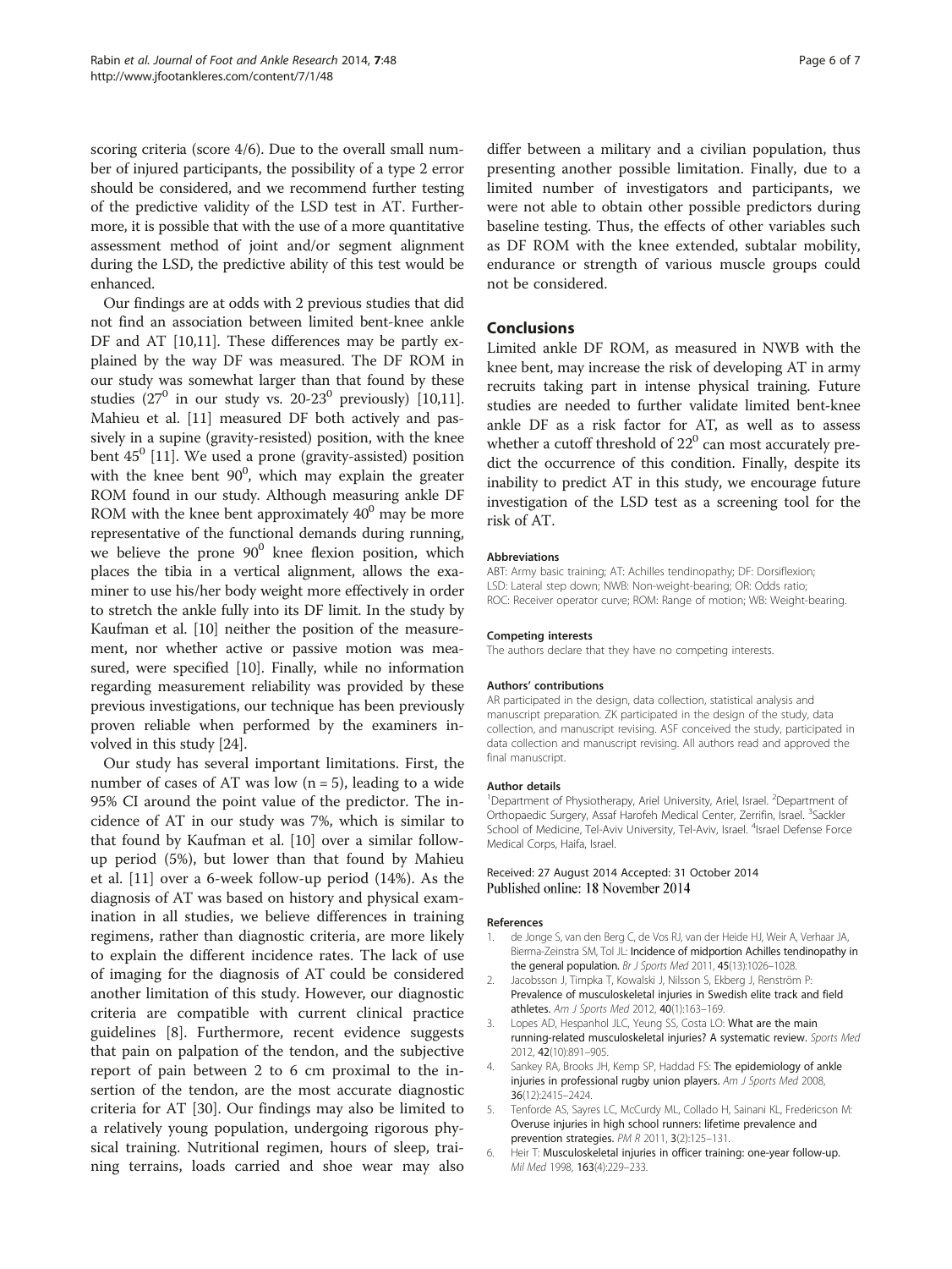scoring criteria (score 4/6). Due to the overall small number of injured participants, the possibility of a type 2 error should be considered, and we recommend further testing of the predictive validity of the LSD test in AT. Furthermore, it is possible that with the use of a more quantitative assessment method of joint and/or segment alignment during the LSD, the predictive ability of this test would be enhanced.

Our findings are at odds with 2 previous studies that did not find an association between limited bent-knee ankle DF and AT [10,11]. These differences may be partly explained by the way DF was measured. The DF ROM in our study was somewhat larger than that found by these studies ($27^0$ in our study vs. $20\text{-}23^0$ previously) [10,11]. Mahieu et al. [11] measured DF both actively and passively in a supine (gravity-resisted) position, with the knee bent $45^0$ [11]. We used a prone (gravity-assisted) position with the knee bent $90^0$, which may explain the greater ROM found in our study. Although measuring ankle DF ROM with the knee bent approximately $40^0$ may be more representative of the functional demands during running, we believe the prone $90^0$ knee flexion position, which places the tibia in a vertical alignment, allows the examiner to use his/her body weight more effectively in order to stretch the ankle fully into its DF limit. In the study by Kaufman et al. [10] neither the position of the measurement, nor whether active or passive motion was measured, were specified [10]. Finally, while no information regarding measurement reliability was provided by these previous investigations, our technique has been previously proven reliable when performed by the examiners involved in this study [24].

Our study has several important limitations. First, the number of cases of AT was low (n = 5), leading to a wide 95% CI around the point value of the predictor. The incidence of AT in our study was 7%, which is similar to that found by Kaufman et al. [10] over a similar follow-up period (5%), but lower than that found by Mahieu et al. [11] over a 6-week follow-up period (14%). As the diagnosis of AT was based on history and physical examination in all studies, we believe differences in training regimens, rather than diagnostic criteria, are more likely to explain the different incidence rates. The lack of use of imaging for the diagnosis of AT could be considered another limitation of this study. However, our diagnostic criteria are compatible with current clinical practice guidelines [8]. Furthermore, recent evidence suggests that pain on palpation of the tendon, and the subjective report of pain between 2 to 6 cm proximal to the insertion of the tendon, are the most accurate diagnostic criteria for AT [30]. Our findings may also be limited to a relatively young population, undergoing rigorous physical training. Nutritional regimen, hours of sleep, training terrains, loads carried and shoe wear may also differ between a military and a civilian population, thus presenting another possible limitation. Finally, due to a limited number of investigators and participants, we were not able to obtain other possible predictors during baseline testing. Thus, the effects of other variables such as DF ROM with the knee extended, subtalar mobility, endurance or strength of various muscle groups could not be considered.

## Conclusions

Limited ankle DF ROM, as measured in NWB with the knee bent, may increase the risk of developing AT in army recruits taking part in intense physical training. Future studies are needed to further validate limited bent-knee ankle DF as a risk factor for AT, as well as to assess whether a cutoff threshold of $22^0$ can most accurately predict the occurrence of this condition. Finally, despite its inability to predict AT in this study, we encourage future investigation of the LSD test as a screening tool for the risk of AT.

#### Abbreviations

ABT: Army basic training; AT: Achilles tendinopathy; DF: Dorsiflexion; LSD: Lateral step down; NWB: Non-weight-bearing; OR: Odds ratio; ROC: Receiver operator curve; ROM: Range of motion; WB: Weight-bearing.

#### Competing interests

The authors declare that they have no competing interests.

#### Authors' contributions

AR participated in the design, data collection, statistical analysis and manuscript preparation. ZK participated in the design of the study, data collection, and manuscript revising. ASF conceived the study, participated in data collection and manuscript revising. All authors read and approved the final manuscript.

#### Author details

[1]Department of Physiotherapy, Ariel University, Ariel, Israel. [2]Department of Orthopaedic Surgery, Assaf Harofeh Medical Center, Zerrifin, Israel. [3]Sackler School of Medicine, Tel-Aviv University, Tel-Aviv, Israel. [4]Israel Defense Force Medical Corps, Haifa, Israel.

Received: 27 August 2014 Accepted: 31 October 2014
Published online: 18 November 2014

#### References

1. de Jonge S, van den Berg C, de Vos RJ, van der Heide HJ, Weir A, Verhaar JA, Bierma-Zeinstra SM, Tol JL: **Incidence of midportion Achilles tendinopathy in the general population.** *Br J Sports Med* 2011, **45**(13):1026–1028.
2. Jacobsson J, Timpka T, Kowalski J, Nilsson S, Ekberg J, Renström P: **Prevalence of musculoskeletal injuries in Swedish elite track and field athletes.** *Am J Sports Med* 2012, **40**(1):163–169.
3. Lopes AD, Hespanhol JLC, Yeung SS, Costa LO: **What are the main running-related musculoskeletal injuries? A systematic review.** *Sports Med* 2012, **42**(10):891–905.
4. Sankey RA, Brooks JH, Kemp SP, Haddad FS: **The epidemiology of ankle injuries in professional rugby union players.** *Am J Sports Med* 2008, **36**(12):2415–2424.
5. Tenforde AS, Sayres LC, McCurdy ML, Collado H, Sainani KL, Fredericson M: **Overuse injuries in high school runners: lifetime prevalence and prevention strategies.** *PM R* 2011, **3**(2):125–131.
6. Heir T: **Musculoskeletal injuries in officer training: one-year follow-up.** *Mil Med* 1998, **163**(4):229–233.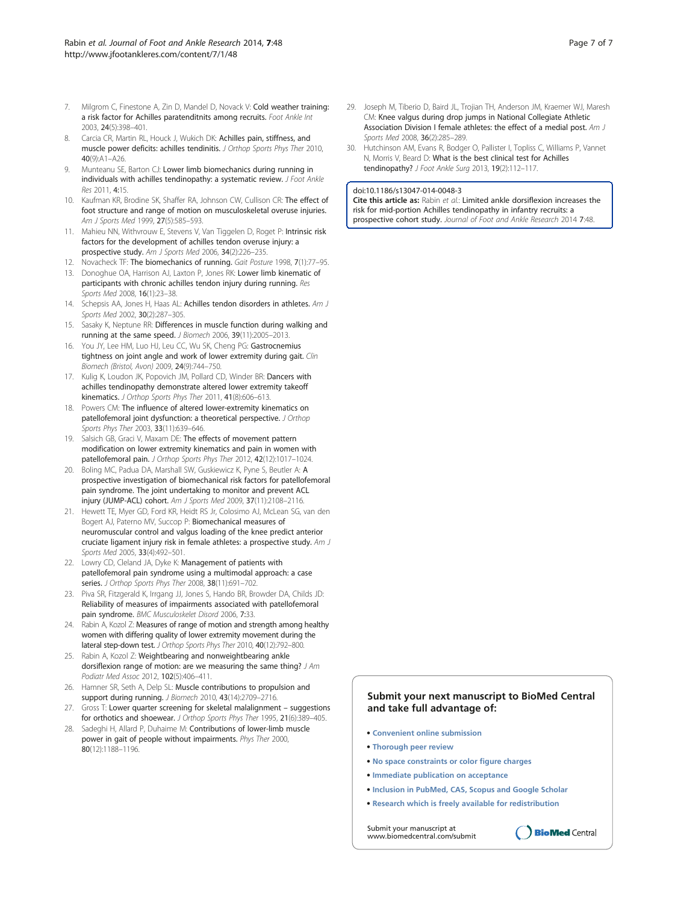7. Milgrom C, Finestone A, Zin D, Mandel D, Novack V: **Cold weather training: a risk factor for Achilles paratenditnits among recruits.** *Foot Ankle Int* 2003, **24**(5):398–401.
8. Carcia CR, Martin RL, Houck J, Wukich DK: **Achilles pain, stiffness, and muscle power deficits: achilles tendinitis.** *J Orthop Sports Phys Ther* 2010, **40**(9):A1–A26.
9. Munteanu SE, Barton CJ: **Lower limb biomechanics during running in individuals with achilles tendinopathy: a systematic review.** *J Foot Ankle Res* 2011, **4**:15.
10. Kaufman KR, Brodine SK, Shaffer RA, Johnson CW, Cullison CR: **The effect of foot structure and range of motion on musculoskeletal overuse injuries.** *Am J Sports Med* 1999, **27**(5):585–593.
11. Mahieu NN, Withvrouw E, Stevens V, Van Tiggelen D, Roget P: **Intrinsic risk factors for the development of achilles tendon overuse injury: a prospective study.** *Am J Sports Med* 2006, **34**(2):226–235.
12. Novacheck TF: **The biomechanics of running.** *Gait Posture* 1998, **7**(1):77–95.
13. Donoghue OA, Harrison AJ, Laxton P, Jones RK: **Lower limb kinematic of participants with chronic achilles tendon injury during running.** *Res Sports Med* 2008, **16**(1):23–38.
14. Schepsis AA, Jones H, Haas AL: **Achilles tendon disorders in athletes.** *Am J Sports Med* 2002, **30**(2):287–305.
15. Sasaky K, Neptune RR: **Differences in muscle function during walking and running at the same speed.** *J Biomech* 2006, **39**(11):2005–2013.
16. You JY, Lee HM, Luo HJ, Leu CC, Wu SK, Cheng PG: **Gastrocnemius tightness on joint angle and work of lower extremity during gait.** *Clin Biomech (Bristol, Avon)* 2009, **24**(9):744–750.
17. Kulig K, Loudon JK, Popovich JM, Pollard CD, Winder BR: **Dancers with achilles tendinopathy demonstrate altered lower extremity takeoff kinematics.** *J Orthop Sports Phys Ther* 2011, **41**(8):606–613.
18. Powers CM: **The influence of altered lower-extremity kinematics on patellofemoral joint dysfunction: a theoretical perspective.** *J Orthop Sports Phys Ther* 2003, **33**(11):639–646.
19. Salsich GB, Graci V, Maxam DE: **The effects of movement pattern modification on lower extremity kinematics and pain in women with patellofemoral pain.** *J Orthop Sports Phys Ther* 2012, **42**(12):1017–1024.
20. Boling MC, Padua DA, Marshall SW, Guskiewicz K, Pyne S, Beutler A: **A prospective investigation of biomechanical risk factors for patellofemoral pain syndrome. The joint undertaking to monitor and prevent ACL injury (JUMP-ACL) cohort.** *Am J Sports Med* 2009, **37**(11):2108–2116.
21. Hewett TE, Myer GD, Ford KR, Heidt RS Jr, Colosimo AJ, McLean SG, van den Bogert AJ, Paterno MV, Succop P: **Biomechanical measures of neuromuscular control and valgus loading of the knee predict anterior cruciate ligament injury risk in female athletes: a prospective study.** *Am J Sports Med* 2005, **33**(4):492–501.
22. Lowry CD, Cleland JA, Dyke K: **Management of patients with patellofemoral pain syndrome using a multimodal approach: a case series.** *J Orthop Sports Phys Ther* 2008, **38**(11):691–702.
23. Piva SR, Fitzgerald K, Irrgang JJ, Jones S, Hando BR, Browder DA, Childs JD: **Reliability of measures of impairments associated with patellofemoral pain syndrome.** *BMC Musculoskelet Disord* 2006, **7**:33.
24. Rabin A, Kozol Z: **Measures of range of motion and strength among healthy women with differing quality of lower extremity movement during the lateral step-down test.** *J Orthop Sports Phys Ther* 2010, **40**(12):792–800.
25. Rabin A, Kozol Z: **Weightbearing and nonweightbearing ankle dorsiflexion range of motion: are we measuring the same thing?** *J Am Podiatr Med Assoc* 2012, **102**(5):406–411.
26. Hamner SR, Seth A, Delp SL: **Muscle contributions to propulsion and support during running.** *J Biomech* 2010, **43**(14):2709–2716.
27. Gross T: **Lower quarter screening for skeletal malalignment – suggestions for orthotics and shoewear.** *J Orthop Sports Phys Ther* 1995, **21**(6):389–405.
28. Sadeghi H, Allard P, Duhaime M: **Contributions of lower-limb muscle power in gait of people without impairments.** *Phys Ther* 2000, **80**(12):1188–1196.
29. Joseph M, Tiberio D, Baird JL, Trojian TH, Anderson JM, Kraemer WJ, Maresh CM: **Knee valgus during drop jumps in National Collegiate Athletic Association Division I female athletes: the effect of a medial post.** *Am J Sports Med* 2008, **36**(2):285–289.
30. Hutchinson AM, Evans R, Bodger O, Pallister I, Topliss C, Williams P, Vannet N, Morris V, Beard D: **What is the best clinical test for Achilles tendinopathy?** *J Foot Ankle Surg* 2013, **19**(2):112–117.

doi:10.1186/s13047-014-0048-3

**Cite this article as:** Rabin *et al.*: Limited ankle dorsiflexion increases the risk for mid-portion Achilles tendinopathy in infantry recruits: a prospective cohort study. *Journal of Foot and Ankle Research* 2014 **7**:48.

**Submit your next manuscript to BioMed Central and take full advantage of:**

- **Convenient online submission**
- **Thorough peer review**
- **No space constraints or color figure charges**
- **Immediate publication on acceptance**
- **Inclusion in PubMed, CAS, Scopus and Google Scholar**
- **Research which is freely available for redistribution**

Submit your manuscript at www.biomedcentral.com/submit

BioMed Central